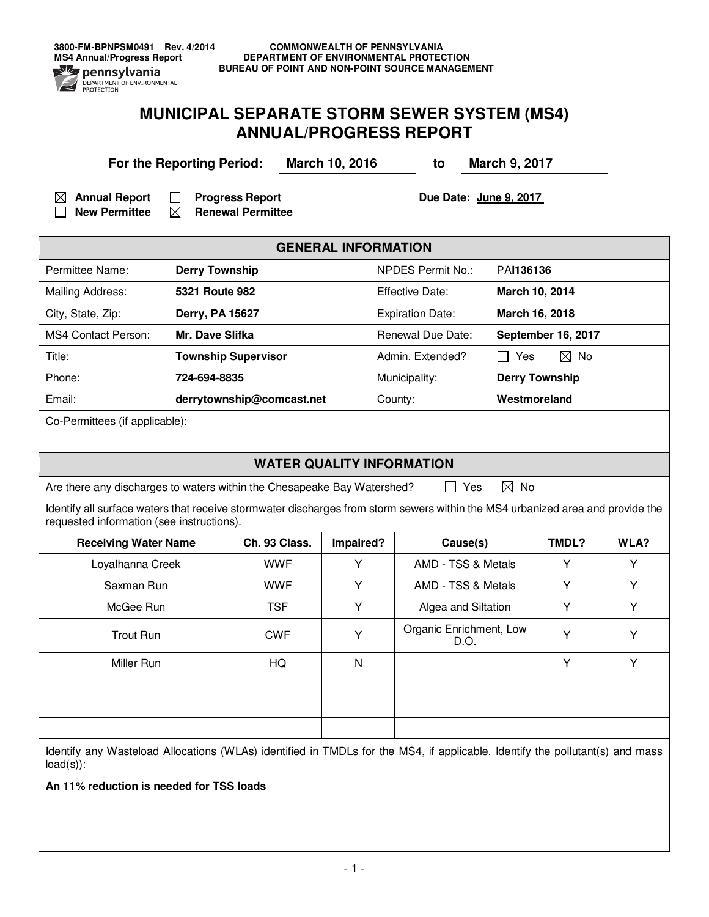3800-FM-BPNPSM0491 Rev. 4/2014
MS4 Annual/Progress Report

COMMONWEALTH OF PENNSYLVANIA
DEPARTMENT OF ENVIRONMENTAL PROTECTION
BUREAU OF POINT AND NON-POINT SOURCE MANAGEMENT

# MUNICIPAL SEPARATE STORM SEWER SYSTEM (MS4) ANNUAL/PROGRESS REPORT

**For the Reporting Period:** **March 10, 2016** to **March 9, 2017**

☒ **Annual Report** ☐ **Progress Report** **Due Date: June 9, 2017**
☐ **New Permittee** ☒ **Renewal Permittee**

## GENERAL INFORMATION

| | | | |
|---|---|---|---|
| Permittee Name: | **Derry Township** | NPDES Permit No.: | PA**I136136** |
| Mailing Address: | **5321 Route 982** | Effective Date: | **March 10, 2014** |
| City, State, Zip: | **Derry, PA 15627** | Expiration Date: | **March 16, 2018** |
| MS4 Contact Person: | **Mr. Dave Slifka** | Renewal Due Date: | **September 16, 2017** |
| Title: | **Township Supervisor** | Admin. Extended? | ☐ Yes ☒ No |
| Phone: | **724-694-8835** | Municipality: | **Derry Township** |
| Email: | **derrytownship@comcast.net** | County: | **Westmoreland** |

Co-Permittees (if applicable):

## WATER QUALITY INFORMATION

Are there any discharges to waters within the Chesapeake Bay Watershed? ☐ Yes ☒ No

Identify all surface waters that receive stormwater discharges from storm sewers within the MS4 urbanized area and provide the requested information (see instructions).

| Receiving Water Name | Ch. 93 Class. | Impaired? | Cause(s) | TMDL? | WLA? |
|---|---|---|---|---|---|
| Loyalhanna Creek | WWF | Y | AMD - TSS & Metals | Y | Y |
| Saxman Run | WWF | Y | AMD - TSS & Metals | Y | Y |
| McGee Run | TSF | Y | Algea and Siltation | Y | Y |
| Trout Run | CWF | Y | Organic Enrichment, Low D.O. | Y | Y |
| Miller Run | HQ | N | | Y | Y |
| | | | | | |
| | | | | | |
| | | | | | |

Identify any Wasteload Allocations (WLAs) identified in TMDLs for the MS4, if applicable. Identify the pollutant(s) and mass load(s)):

**An 11% reduction is needed for TSS loads**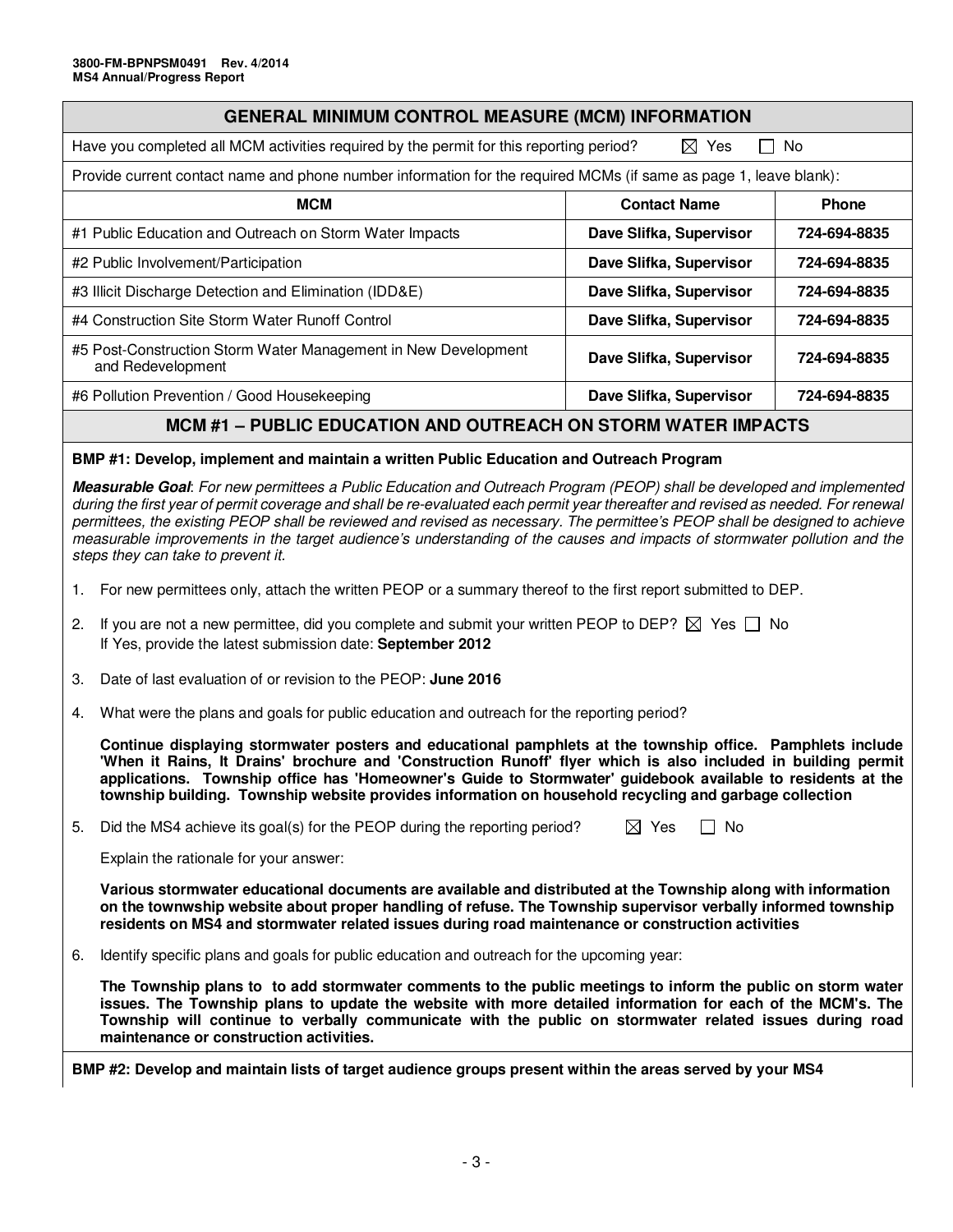## GENERAL MINIMUM CONTROL MEASURE (MCM) INFORMATION

Have you completed all MCM activities required by the permit for this reporting period? ☒ Yes ☐ No

Provide current contact name and phone number information for the required MCMs (if same as page 1, leave blank):

| MCM | Contact Name | Phone |
|---|---|---|
| #1 Public Education and Outreach on Storm Water Impacts | **Dave Slifka, Supervisor** | **724-694-8835** |
| #2 Public Involvement/Participation | **Dave Slifka, Supervisor** | **724-694-8835** |
| #3 Illicit Discharge Detection and Elimination (IDD&E) | **Dave Slifka, Supervisor** | **724-694-8835** |
| #4 Construction Site Storm Water Runoff Control | **Dave Slifka, Supervisor** | **724-694-8835** |
| #5 Post-Construction Storm Water Management in New Development and Redevelopment | **Dave Slifka, Supervisor** | **724-694-8835** |
| #6 Pollution Prevention / Good Housekeeping | **Dave Slifka, Supervisor** | **724-694-8835** |

## MCM #1 – PUBLIC EDUCATION AND OUTREACH ON STORM WATER IMPACTS

**BMP #1: Develop, implement and maintain a written Public Education and Outreach Program**

***Measurable Goal***: *For new permittees a Public Education and Outreach Program (PEOP) shall be developed and implemented during the first year of permit coverage and shall be re-evaluated each permit year thereafter and revised as needed. For renewal permittees, the existing PEOP shall be reviewed and revised as necessary. The permittee's PEOP shall be designed to achieve measurable improvements in the target audience's understanding of the causes and impacts of stormwater pollution and the steps they can take to prevent it.*

1. For new permittees only, attach the written PEOP or a summary thereof to the first report submitted to DEP.

2. If you are not a new permittee, did you complete and submit your written PEOP to DEP? ☒ Yes ☐ No
   If Yes, provide the latest submission date: **September 2012**

3. Date of last evaluation of or revision to the PEOP: **June 2016**

4. What were the plans and goals for public education and outreach for the reporting period?

   **Continue displaying stormwater posters and educational pamphlets at the township office. Pamphlets include 'When it Rains, It Drains' brochure and 'Construction Runoff' flyer which is also included in building permit applications. Township office has 'Homeowner's Guide to Stormwater' guidebook available to residents at the township building. Township website provides information on household recycling and garbage collection**

5. Did the MS4 achieve its goal(s) for the PEOP during the reporting period? ☒ Yes ☐ No

   Explain the rationale for your answer:

   **Various stormwater educational documents are available and distributed at the Township along with information on the townwship website about proper handling of refuse. The Township supervisor verbally informed township residents on MS4 and stormwater related issues during road maintenance or construction activities**

6. Identify specific plans and goals for public education and outreach for the upcoming year:

   **The Township plans to to add stormwater comments to the public meetings to inform the public on storm water issues. The Township plans to update the website with more detailed information for each of the MCM's. The Township will continue to verbally communicate with the public on stormwater related issues during road maintenance or construction activities.**

**BMP #2: Develop and maintain lists of target audience groups present within the areas served by your MS4**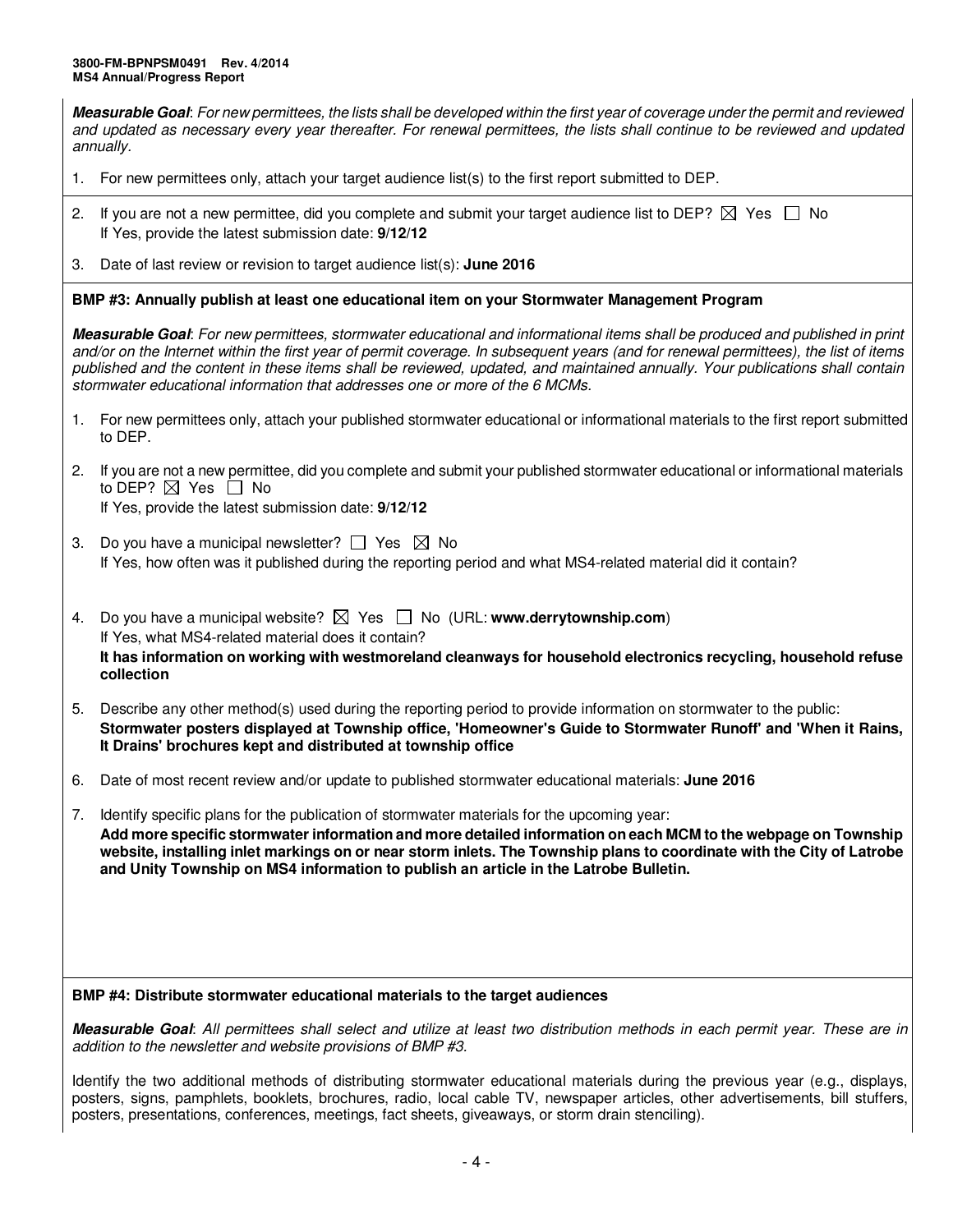**Measurable Goal**: *For new permittees, the lists shall be developed within the first year of coverage under the permit and reviewed and updated as necessary every year thereafter. For renewal permittees, the lists shall continue to be reviewed and updated annually.*

1. For new permittees only, attach your target audience list(s) to the first report submitted to DEP.

2. If you are not a new permittee, did you complete and submit your target audience list to DEP? ☒ Yes ☐ No
   If Yes, provide the latest submission date: **9/12/12**

3. Date of last review or revision to target audience list(s): **June 2016**

**BMP #3: Annually publish at least one educational item on your Stormwater Management Program**

**Measurable Goal**: *For new permittees, stormwater educational and informational items shall be produced and published in print and/or on the Internet within the first year of permit coverage. In subsequent years (and for renewal permittees), the list of items published and the content in these items shall be reviewed, updated, and maintained annually. Your publications shall contain stormwater educational information that addresses one or more of the 6 MCMs.*

1. For new permittees only, attach your published stormwater educational or informational materials to the first report submitted to DEP.

2. If you are not a new permittee, did you complete and submit your published stormwater educational or informational materials to DEP? ☒ Yes ☐ No
   If Yes, provide the latest submission date: **9/12/12**

3. Do you have a municipal newsletter? ☐ Yes ☒ No
   If Yes, how often was it published during the reporting period and what MS4-related material did it contain?

4. Do you have a municipal website? ☒ Yes ☐ No (URL: **www.derrytownship.com**)
   If Yes, what MS4-related material does it contain?
   **It has information on working with westmoreland cleanways for household electronics recycling, household refuse collection**

5. Describe any other method(s) used during the reporting period to provide information on stormwater to the public:
   **Stormwater posters displayed at Township office, 'Homeowner's Guide to Stormwater Runoff' and 'When it Rains, It Drains' brochures kept and distributed at township office**

6. Date of most recent review and/or update to published stormwater educational materials: **June 2016**

7. Identify specific plans for the publication of stormwater materials for the upcoming year:
   **Add more specific stormwater information and more detailed information on each MCM to the webpage on Township website, installing inlet markings on or near storm inlets. The Township plans to coordinate with the City of Latrobe and Unity Township on MS4 information to publish an article in the Latrobe Bulletin.**

**BMP #4: Distribute stormwater educational materials to the target audiences**

**Measurable Goal**: *All permittees shall select and utilize at least two distribution methods in each permit year. These are in addition to the newsletter and website provisions of BMP #3.*

Identify the two additional methods of distributing stormwater educational materials during the previous year (e.g., displays, posters, signs, pamphlets, booklets, brochures, radio, local cable TV, newspaper articles, other advertisements, bill stuffers, posters, presentations, conferences, meetings, fact sheets, giveaways, or storm drain stenciling).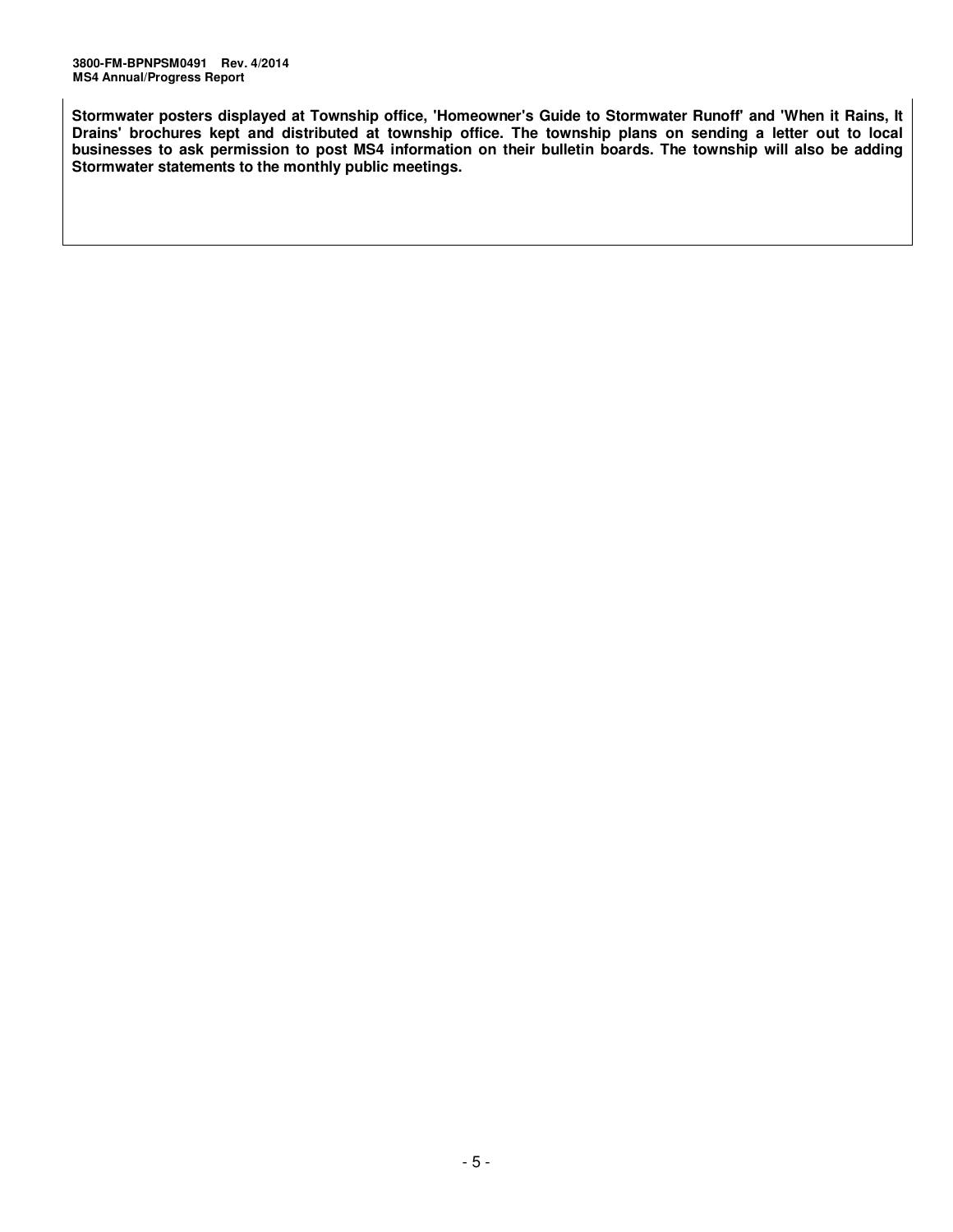**Stormwater posters displayed at Township office, 'Homeowner's Guide to Stormwater Runoff' and 'When it Rains, It Drains' brochures kept and distributed at township office. The township plans on sending a letter out to local businesses to ask permission to post MS4 information on their bulletin boards. The township will also be adding Stormwater statements to the monthly public meetings.**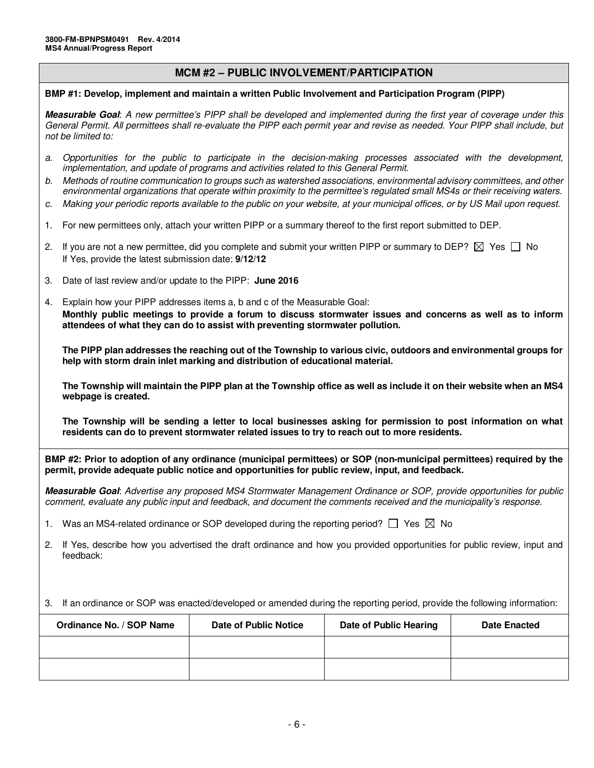## MCM #2 – PUBLIC INVOLVEMENT/PARTICIPATION

**BMP #1: Develop, implement and maintain a written Public Involvement and Participation Program (PIPP)**

***Measurable Goal**: A new permittee's PIPP shall be developed and implemented during the first year of coverage under this General Permit. All permittees shall re-evaluate the PIPP each permit year and revise as needed. Your PIPP shall include, but not be limited to:*

*a. Opportunities for the public to participate in the decision-making processes associated with the development, implementation, and update of programs and activities related to this General Permit.*

*b. Methods of routine communication to groups such as watershed associations, environmental advisory committees, and other environmental organizations that operate within proximity to the permittee's regulated small MS4s or their receiving waters.*

*c. Making your periodic reports available to the public on your website, at your municipal offices, or by US Mail upon request.*

1. For new permittees only, attach your written PIPP or a summary thereof to the first report submitted to DEP.

2. If you are not a new permittee, did you complete and submit your written PIPP or summary to DEP? ☒ Yes ☐ No
   If Yes, provide the latest submission date: **9/12/12**

3. Date of last review and/or update to the PIPP: **June 2016**

4. Explain how your PIPP addresses items a, b and c of the Measurable Goal:
   **Monthly public meetings to provide a forum to discuss stormwater issues and concerns as well as to inform attendees of what they can do to assist with preventing stormwater pollution.**

   **The PIPP plan addresses the reaching out of the Township to various civic, outdoors and environmental groups for help with storm drain inlet marking and distribution of educational material.**

   **The Township will maintain the PIPP plan at the Township office as well as include it on their website when an MS4 webpage is created.**

   **The Township will be sending a letter to local businesses asking for permission to post information on what residents can do to prevent stormwater related issues to try to reach out to more residents.**

**BMP #2: Prior to adoption of any ordinance (municipal permittees) or SOP (non-municipal permittees) required by the permit, provide adequate public notice and opportunities for public review, input, and feedback.**

***Measurable Goal**: Advertise any proposed MS4 Stormwater Management Ordinance or SOP, provide opportunities for public comment, evaluate any public input and feedback, and document the comments received and the municipality's response.*

1. Was an MS4-related ordinance or SOP developed during the reporting period? ☐ Yes ☒ No

2. If Yes, describe how you advertised the draft ordinance and how you provided opportunities for public review, input and feedback:

3. If an ordinance or SOP was enacted/developed or amended during the reporting period, provide the following information:

| Ordinance No. / SOP Name | Date of Public Notice | Date of Public Hearing | Date Enacted |
|---|---|---|---|
| | | | |
| | | | |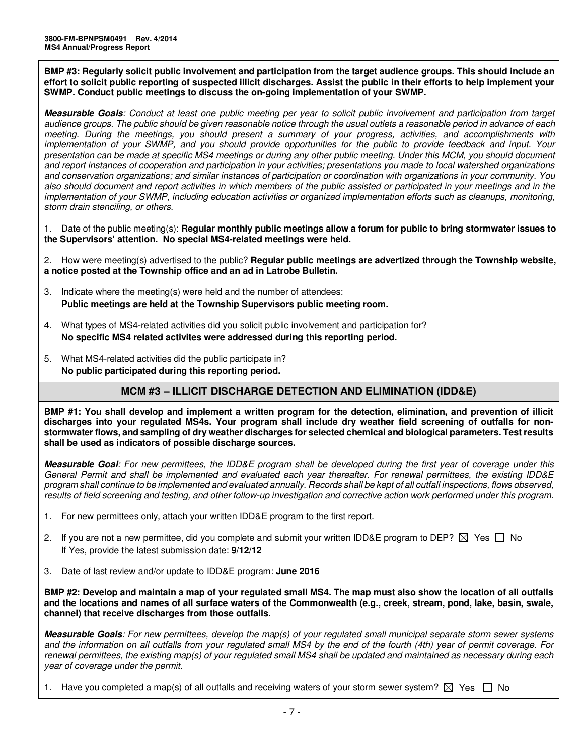**BMP #3: Regularly solicit public involvement and participation from the target audience groups. This should include an effort to solicit public reporting of suspected illicit discharges. Assist the public in their efforts to help implement your SWMP. Conduct public meetings to discuss the on-going implementation of your SWMP.**

***Measurable Goals****: Conduct at least one public meeting per year to solicit public involvement and participation from target audience groups. The public should be given reasonable notice through the usual outlets a reasonable period in advance of each meeting. During the meetings, you should present a summary of your progress, activities, and accomplishments with implementation of your SWMP, and you should provide opportunities for the public to provide feedback and input. Your presentation can be made at specific MS4 meetings or during any other public meeting. Under this MCM, you should document and report instances of cooperation and participation in your activities; presentations you made to local watershed organizations and conservation organizations; and similar instances of participation or coordination with organizations in your community. You also should document and report activities in which members of the public assisted or participated in your meetings and in the implementation of your SWMP, including education activities or organized implementation efforts such as cleanups, monitoring, storm drain stenciling, or others.*

1. Date of the public meeting(s): **Regular monthly public meetings allow a forum for public to bring stormwater issues to the Supervisors' attention. No special MS4-related meetings were held.**

2. How were meeting(s) advertised to the public? **Regular public meetings are advertized through the Township website, a notice posted at the Township office and an ad in Latrobe Bulletin.**

3. Indicate where the meeting(s) were held and the number of attendees:
   **Public meetings are held at the Township Supervisors public meeting room.**

4. What types of MS4-related activities did you solicit public involvement and participation for?
   **No specific MS4 related activites were addressed during this reporting period.**

5. What MS4-related activities did the public participate in?
   **No public participated during this reporting period.**

## MCM #3 – ILLICIT DISCHARGE DETECTION AND ELIMINATION (IDD&E)

**BMP #1: You shall develop and implement a written program for the detection, elimination, and prevention of illicit discharges into your regulated MS4s. Your program shall include dry weather field screening of outfalls for non-stormwater flows, and sampling of dry weather discharges for selected chemical and biological parameters. Test results shall be used as indicators of possible discharge sources.**

***Measurable Goal****: For new permittees, the IDD&E program shall be developed during the first year of coverage under this General Permit and shall be implemented and evaluated each year thereafter. For renewal permittees, the existing IDD&E program shall continue to be implemented and evaluated annually. Records shall be kept of all outfall inspections, flows observed, results of field screening and testing, and other follow-up investigation and corrective action work performed under this program.*

1. For new permittees only, attach your written IDD&E program to the first report.

2. If you are not a new permittee, did you complete and submit your written IDD&E program to DEP? ☒ Yes ☐ No
   If Yes, provide the latest submission date: **9/12/12**

3. Date of last review and/or update to IDD&E program: **June 2016**

**BMP #2: Develop and maintain a map of your regulated small MS4. The map must also show the location of all outfalls and the locations and names of all surface waters of the Commonwealth (e.g., creek, stream, pond, lake, basin, swale, channel) that receive discharges from those outfalls.**

***Measurable Goals****: For new permittees, develop the map(s) of your regulated small municipal separate storm sewer systems and the information on all outfalls from your regulated small MS4 by the end of the fourth (4th) year of permit coverage. For renewal permittees, the existing map(s) of your regulated small MS4 shall be updated and maintained as necessary during each year of coverage under the permit.*

1. Have you completed a map(s) of all outfalls and receiving waters of your storm sewer system? ☒ Yes ☐ No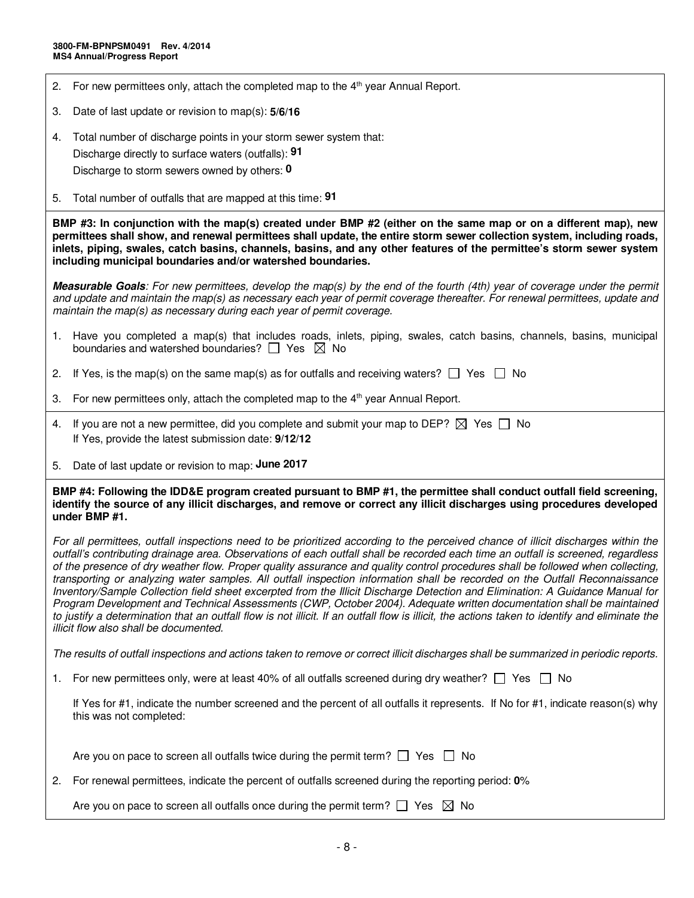2. For new permittees only, attach the completed map to the 4th year Annual Report.

3. Date of last update or revision to map(s): **5/6/16**

4. Total number of discharge points in your storm sewer system that:

   Discharge directly to surface waters (outfalls): **91**

   Discharge to storm sewers owned by others: **0**

5. Total number of outfalls that are mapped at this time: **91**

**BMP #3: In conjunction with the map(s) created under BMP #2 (either on the same map or on a different map), new permittees shall show, and renewal permittees shall update, the entire storm sewer collection system, including roads, inlets, piping, swales, catch basins, channels, basins, and any other features of the permittee's storm sewer system including municipal boundaries and/or watershed boundaries.**

***Measurable Goals****: For new permittees, develop the map(s) by the end of the fourth (4th) year of coverage under the permit and update and maintain the map(s) as necessary each year of permit coverage thereafter. For renewal permittees, update and maintain the map(s) as necessary during each year of permit coverage.*

1. Have you completed a map(s) that includes roads, inlets, piping, swales, catch basins, channels, basins, municipal boundaries and watershed boundaries? ☐ Yes ☒ No

2. If Yes, is the map(s) on the same map(s) as for outfalls and receiving waters? ☐ Yes ☐ No

3. For new permittees only, attach the completed map to the 4th year Annual Report.

4. If you are not a new permittee, did you complete and submit your map to DEP? ☒ Yes ☐ No

   If Yes, provide the latest submission date: **9/12/12**

5. Date of last update or revision to map: **June 2017**

**BMP #4: Following the IDD&E program created pursuant to BMP #1, the permittee shall conduct outfall field screening, identify the source of any illicit discharges, and remove or correct any illicit discharges using procedures developed under BMP #1.**

*For all permittees, outfall inspections need to be prioritized according to the perceived chance of illicit discharges within the outfall's contributing drainage area. Observations of each outfall shall be recorded each time an outfall is screened, regardless of the presence of dry weather flow. Proper quality assurance and quality control procedures shall be followed when collecting, transporting or analyzing water samples. All outfall inspection information shall be recorded on the Outfall Reconnaissance Inventory/Sample Collection field sheet excerpted from the Illicit Discharge Detection and Elimination: A Guidance Manual for Program Development and Technical Assessments (CWP, October 2004). Adequate written documentation shall be maintained to justify a determination that an outfall flow is not illicit. If an outfall flow is illicit, the actions taken to identify and eliminate the illicit flow also shall be documented.*

*The results of outfall inspections and actions taken to remove or correct illicit discharges shall be summarized in periodic reports.*

1. For new permittees only, were at least 40% of all outfalls screened during dry weather? ☐ Yes ☐ No

   If Yes for #1, indicate the number screened and the percent of all outfalls it represents. If No for #1, indicate reason(s) why this was not completed:

   Are you on pace to screen all outfalls twice during the permit term? ☐ Yes ☐ No

2. For renewal permittees, indicate the percent of outfalls screened during the reporting period: **0**%

   Are you on pace to screen all outfalls once during the permit term? ☐ Yes ☒ No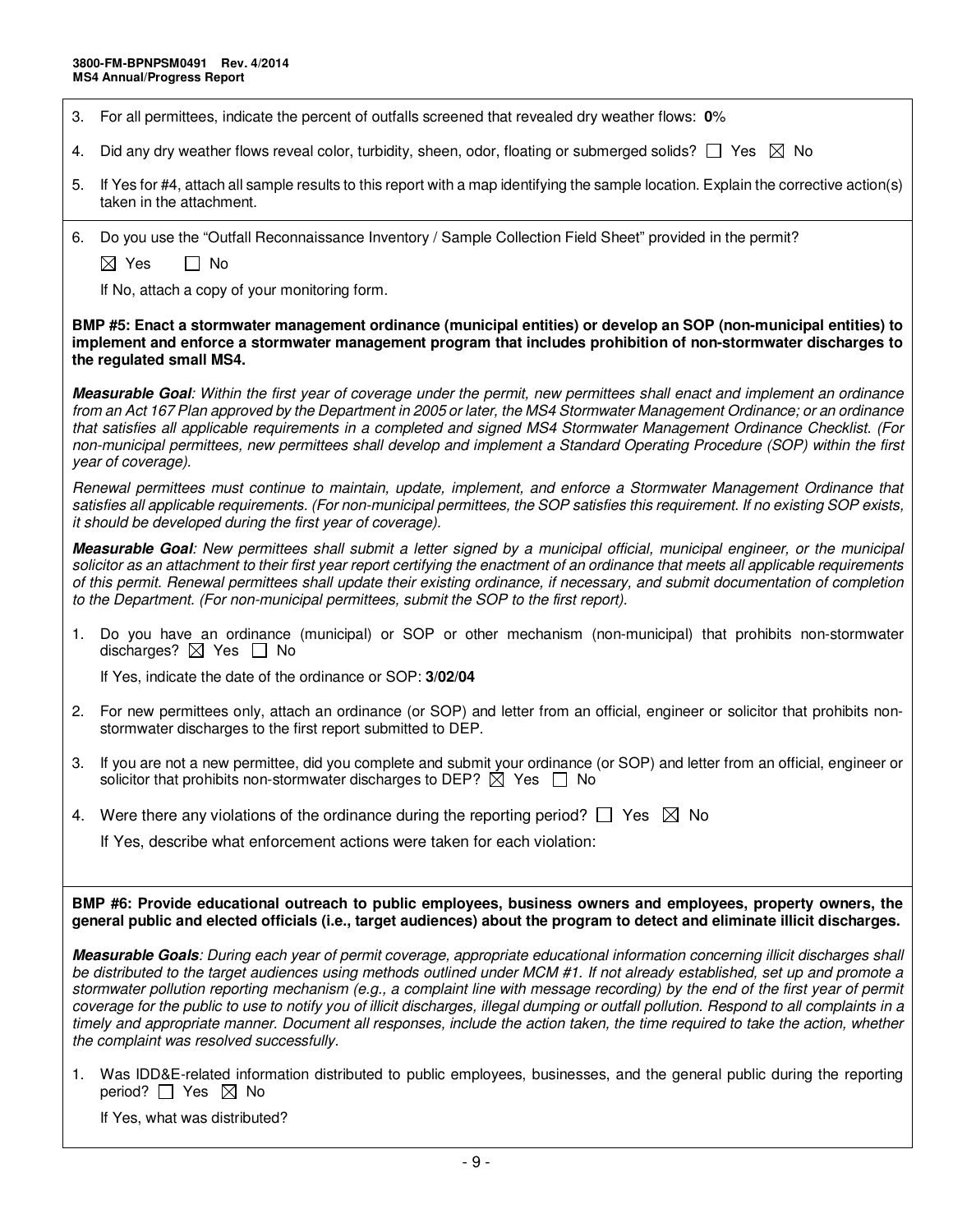3. For all permittees, indicate the percent of outfalls screened that revealed dry weather flows: **0**%

4. Did any dry weather flows reveal color, turbidity, sheen, odor, floating or submerged solids? ☐ Yes ☒ No

5. If Yes for #4, attach all sample results to this report with a map identifying the sample location. Explain the corrective action(s) taken in the attachment.

6. Do you use the "Outfall Reconnaissance Inventory / Sample Collection Field Sheet" provided in the permit?

   ☒ Yes ☐ No

   If No, attach a copy of your monitoring form.

**BMP #5: Enact a stormwater management ordinance (municipal entities) or develop an SOP (non-municipal entities) to implement and enforce a stormwater management program that includes prohibition of non-stormwater discharges to the regulated small MS4.**

***Measurable Goal****: Within the first year of coverage under the permit, new permittees shall enact and implement an ordinance from an Act 167 Plan approved by the Department in 2005 or later, the MS4 Stormwater Management Ordinance; or an ordinance that satisfies all applicable requirements in a completed and signed MS4 Stormwater Management Ordinance Checklist. (For non-municipal permittees, new permittees shall develop and implement a Standard Operating Procedure (SOP) within the first year of coverage).*

*Renewal permittees must continue to maintain, update, implement, and enforce a Stormwater Management Ordinance that satisfies all applicable requirements. (For non-municipal permittees, the SOP satisfies this requirement. If no existing SOP exists, it should be developed during the first year of coverage).*

***Measurable Goal****: New permittees shall submit a letter signed by a municipal official, municipal engineer, or the municipal solicitor as an attachment to their first year report certifying the enactment of an ordinance that meets all applicable requirements of this permit. Renewal permittees shall update their existing ordinance, if necessary, and submit documentation of completion to the Department. (For non-municipal permittees, submit the SOP to the first report).*

1. Do you have an ordinance (municipal) or SOP or other mechanism (non-municipal) that prohibits non-stormwater discharges? ☒ Yes ☐ No

   If Yes, indicate the date of the ordinance or SOP: **3/02/04**

2. For new permittees only, attach an ordinance (or SOP) and letter from an official, engineer or solicitor that prohibits non-stormwater discharges to the first report submitted to DEP.

3. If you are not a new permittee, did you complete and submit your ordinance (or SOP) and letter from an official, engineer or solicitor that prohibits non-stormwater discharges to DEP? ☒ Yes ☐ No

4. Were there any violations of the ordinance during the reporting period? ☐ Yes ☒ No

   If Yes, describe what enforcement actions were taken for each violation:

**BMP #6: Provide educational outreach to public employees, business owners and employees, property owners, the general public and elected officials (i.e., target audiences) about the program to detect and eliminate illicit discharges.**

***Measurable Goals****: During each year of permit coverage, appropriate educational information concerning illicit discharges shall be distributed to the target audiences using methods outlined under MCM #1. If not already established, set up and promote a stormwater pollution reporting mechanism (e.g., a complaint line with message recording) by the end of the first year of permit coverage for the public to use to notify you of illicit discharges, illegal dumping or outfall pollution. Respond to all complaints in a timely and appropriate manner. Document all responses, include the action taken, the time required to take the action, whether the complaint was resolved successfully.*

1. Was IDD&E-related information distributed to public employees, businesses, and the general public during the reporting period? ☐ Yes ☒ No

   If Yes, what was distributed?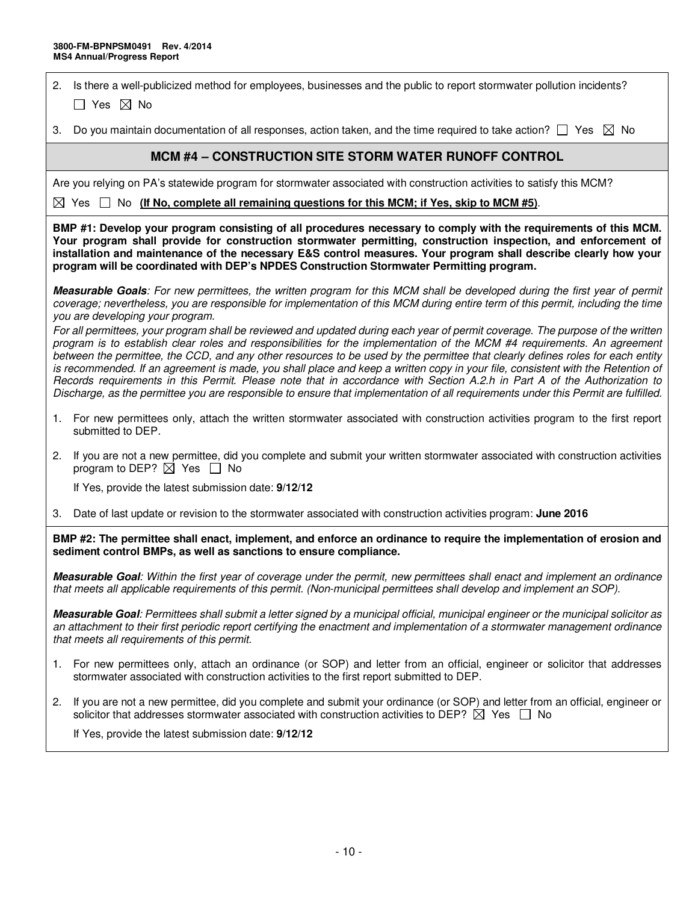2. Is there a well-publicized method for employees, businesses and the public to report stormwater pollution incidents?

   ☐ Yes ☒ No

3. Do you maintain documentation of all responses, action taken, and the time required to take action? ☐ Yes ☒ No

## MCM #4 – CONSTRUCTION SITE STORM WATER RUNOFF CONTROL

Are you relying on PA's statewide program for stormwater associated with construction activities to satisfy this MCM?

☒ Yes ☐ No **(If No, complete all remaining questions for this MCM; if Yes, skip to MCM #5)**.

**BMP #1: Develop your program consisting of all procedures necessary to comply with the requirements of this MCM. Your program shall provide for construction stormwater permitting, construction inspection, and enforcement of installation and maintenance of the necessary E&S control measures. Your program shall describe clearly how your program will be coordinated with DEP's NPDES Construction Stormwater Permitting program.**

***Measurable Goals****: For new permittees, the written program for this MCM shall be developed during the first year of permit coverage; nevertheless, you are responsible for implementation of this MCM during entire term of this permit, including the time you are developing your program.*

*For all permittees, your program shall be reviewed and updated during each year of permit coverage. The purpose of the written program is to establish clear roles and responsibilities for the implementation of the MCM #4 requirements. An agreement between the permittee, the CCD, and any other resources to be used by the permittee that clearly defines roles for each entity is recommended. If an agreement is made, you shall place and keep a written copy in your file, consistent with the Retention of Records requirements in this Permit. Please note that in accordance with Section A.2.h in Part A of the Authorization to Discharge, as the permittee you are responsible to ensure that implementation of all requirements under this Permit are fulfilled.*

1. For new permittees only, attach the written stormwater associated with construction activities program to the first report submitted to DEP.

2. If you are not a new permittee, did you complete and submit your written stormwater associated with construction activities program to DEP? ☒ Yes ☐ No

   If Yes, provide the latest submission date: **9/12/12**

3. Date of last update or revision to the stormwater associated with construction activities program: **June 2016**

**BMP #2: The permittee shall enact, implement, and enforce an ordinance to require the implementation of erosion and sediment control BMPs, as well as sanctions to ensure compliance.**

***Measurable Goal****: Within the first year of coverage under the permit, new permittees shall enact and implement an ordinance that meets all applicable requirements of this permit. (Non-municipal permittees shall develop and implement an SOP).*

***Measurable Goal****: Permittees shall submit a letter signed by a municipal official, municipal engineer or the municipal solicitor as an attachment to their first periodic report certifying the enactment and implementation of a stormwater management ordinance that meets all requirements of this permit.*

1. For new permittees only, attach an ordinance (or SOP) and letter from an official, engineer or solicitor that addresses stormwater associated with construction activities to the first report submitted to DEP.

2. If you are not a new permittee, did you complete and submit your ordinance (or SOP) and letter from an official, engineer or solicitor that addresses stormwater associated with construction activities to DEP? ☒ Yes ☐ No

   If Yes, provide the latest submission date: **9/12/12**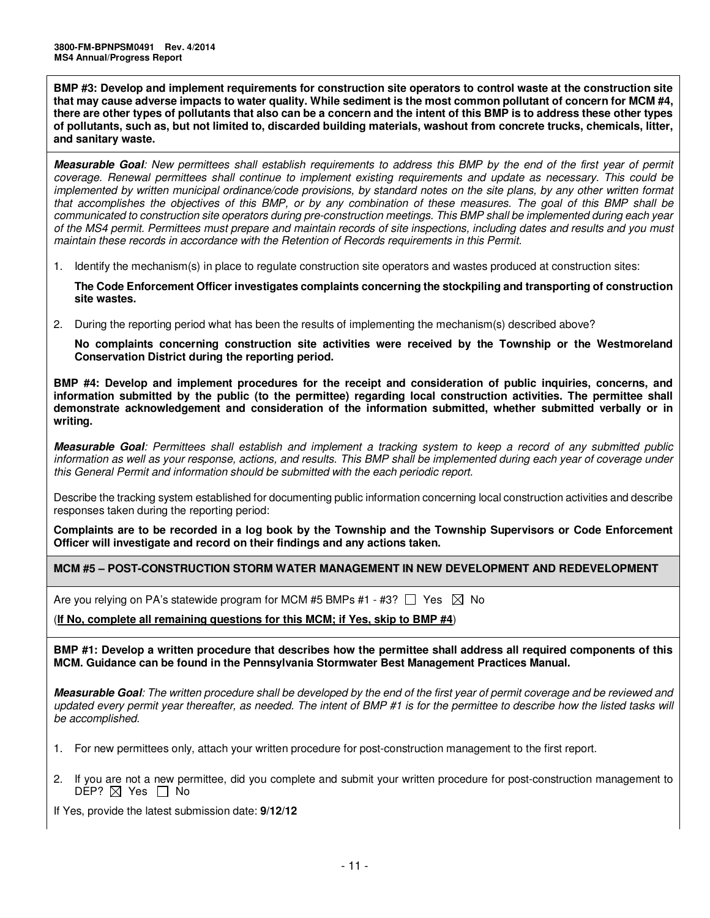**BMP #3: Develop and implement requirements for construction site operators to control waste at the construction site that may cause adverse impacts to water quality. While sediment is the most common pollutant of concern for MCM #4, there are other types of pollutants that also can be a concern and the intent of this BMP is to address these other types of pollutants, such as, but not limited to, discarded building materials, washout from concrete trucks, chemicals, litter, and sanitary waste.**

***Measurable Goal****: New permittees shall establish requirements to address this BMP by the end of the first year of permit coverage. Renewal permittees shall continue to implement existing requirements and update as necessary. This could be implemented by written municipal ordinance/code provisions, by standard notes on the site plans, by any other written format that accomplishes the objectives of this BMP, or by any combination of these measures. The goal of this BMP shall be communicated to construction site operators during pre-construction meetings. This BMP shall be implemented during each year of the MS4 permit. Permittees must prepare and maintain records of site inspections, including dates and results and you must maintain these records in accordance with the Retention of Records requirements in this Permit.*

1. Identify the mechanism(s) in place to regulate construction site operators and wastes produced at construction sites:

   **The Code Enforcement Officer investigates complaints concerning the stockpiling and transporting of construction site wastes.**

2. During the reporting period what has been the results of implementing the mechanism(s) described above?

   **No complaints concerning construction site activities were received by the Township or the Westmoreland Conservation District during the reporting period.**

**BMP #4: Develop and implement procedures for the receipt and consideration of public inquiries, concerns, and information submitted by the public (to the permittee) regarding local construction activities. The permittee shall demonstrate acknowledgement and consideration of the information submitted, whether submitted verbally or in writing.**

***Measurable Goal****: Permittees shall establish and implement a tracking system to keep a record of any submitted public information as well as your response, actions, and results. This BMP shall be implemented during each year of coverage under this General Permit and information should be submitted with the each periodic report.*

Describe the tracking system established for documenting public information concerning local construction activities and describe responses taken during the reporting period:

**Complaints are to be recorded in a log book by the Township and the Township Supervisors or Code Enforcement Officer will investigate and record on their findings and any actions taken.**

## MCM #5 – POST-CONSTRUCTION STORM WATER MANAGEMENT IN NEW DEVELOPMENT AND REDEVELOPMENT

Are you relying on PA's statewide program for MCM #5 BMPs #1 - #3? ☐ Yes ☒ No

(**If No, complete all remaining questions for this MCM; if Yes, skip to BMP #4**)

**BMP #1: Develop a written procedure that describes how the permittee shall address all required components of this MCM. Guidance can be found in the Pennsylvania Stormwater Best Management Practices Manual.**

***Measurable Goal****: The written procedure shall be developed by the end of the first year of permit coverage and be reviewed and updated every permit year thereafter, as needed. The intent of BMP #1 is for the permittee to describe how the listed tasks will be accomplished.*

1. For new permittees only, attach your written procedure for post-construction management to the first report.

2. If you are not a new permittee, did you complete and submit your written procedure for post-construction management to DEP? ☒ Yes ☐ No

If Yes, provide the latest submission date: **9/12/12**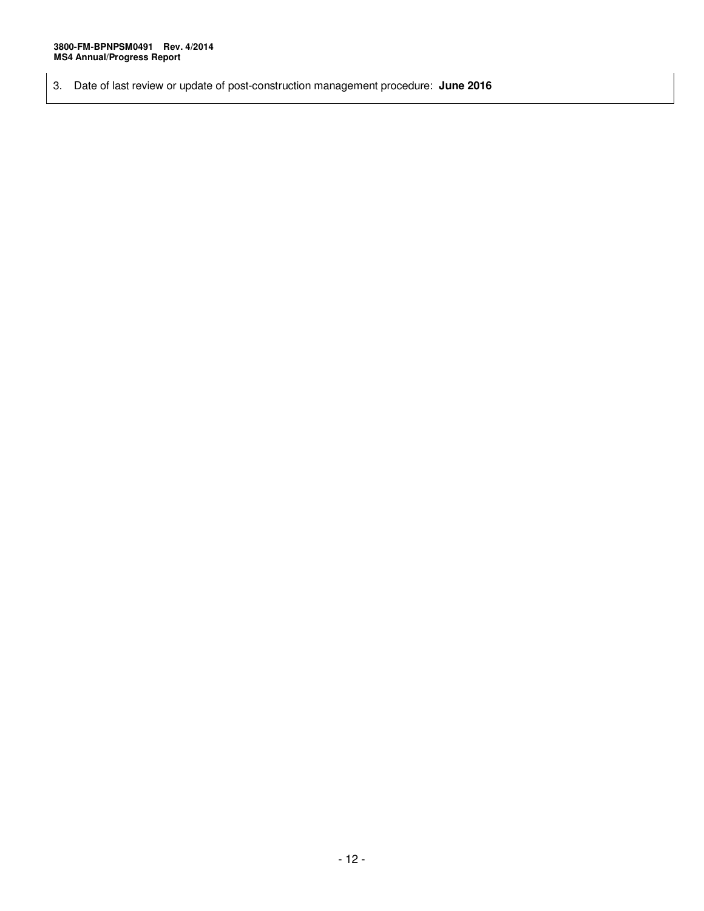3. Date of last review or update of post-construction management procedure: **June 2016**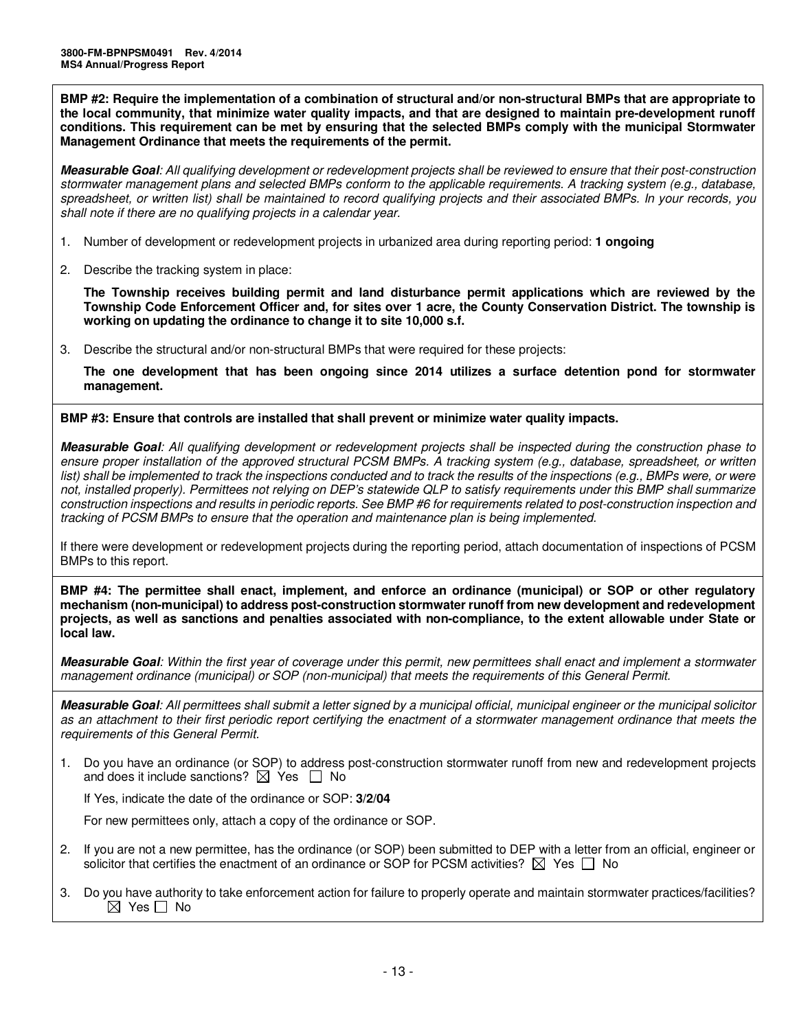**BMP #2: Require the implementation of a combination of structural and/or non-structural BMPs that are appropriate to the local community, that minimize water quality impacts, and that are designed to maintain pre-development runoff conditions. This requirement can be met by ensuring that the selected BMPs comply with the municipal Stormwater Management Ordinance that meets the requirements of the permit.**

***Measurable Goal****: All qualifying development or redevelopment projects shall be reviewed to ensure that their post-construction stormwater management plans and selected BMPs conform to the applicable requirements. A tracking system (e.g., database, spreadsheet, or written list) shall be maintained to record qualifying projects and their associated BMPs. In your records, you shall note if there are no qualifying projects in a calendar year.*

1. Number of development or redevelopment projects in urbanized area during reporting period: **1 ongoing**

2. Describe the tracking system in place:

   **The Township receives building permit and land disturbance permit applications which are reviewed by the Township Code Enforcement Officer and, for sites over 1 acre, the County Conservation District. The township is working on updating the ordinance to change it to site 10,000 s.f.**

3. Describe the structural and/or non-structural BMPs that were required for these projects:

   **The one development that has been ongoing since 2014 utilizes a surface detention pond for stormwater management.**

**BMP #3: Ensure that controls are installed that shall prevent or minimize water quality impacts.**

***Measurable Goal****: All qualifying development or redevelopment projects shall be inspected during the construction phase to ensure proper installation of the approved structural PCSM BMPs. A tracking system (e.g., database, spreadsheet, or written list) shall be implemented to track the inspections conducted and to track the results of the inspections (e.g., BMPs were, or were not, installed properly). Permittees not relying on DEP's statewide QLP to satisfy requirements under this BMP shall summarize construction inspections and results in periodic reports. See BMP #6 for requirements related to post-construction inspection and tracking of PCSM BMPs to ensure that the operation and maintenance plan is being implemented.*

If there were development or redevelopment projects during the reporting period, attach documentation of inspections of PCSM BMPs to this report.

**BMP #4: The permittee shall enact, implement, and enforce an ordinance (municipal) or SOP or other regulatory mechanism (non-municipal) to address post-construction stormwater runoff from new development and redevelopment projects, as well as sanctions and penalties associated with non-compliance, to the extent allowable under State or local law.**

***Measurable Goal****: Within the first year of coverage under this permit, new permittees shall enact and implement a stormwater management ordinance (municipal) or SOP (non-municipal) that meets the requirements of this General Permit.*

***Measurable Goal****: All permittees shall submit a letter signed by a municipal official, municipal engineer or the municipal solicitor as an attachment to their first periodic report certifying the enactment of a stormwater management ordinance that meets the requirements of this General Permit.*

1. Do you have an ordinance (or SOP) to address post-construction stormwater runoff from new and redevelopment projects and does it include sanctions? ☒ Yes ☐ No

   If Yes, indicate the date of the ordinance or SOP: **3/2/04**

   For new permittees only, attach a copy of the ordinance or SOP.

2. If you are not a new permittee, has the ordinance (or SOP) been submitted to DEP with a letter from an official, engineer or solicitor that certifies the enactment of an ordinance or SOP for PCSM activities? ☒ Yes ☐ No

3. Do you have authority to take enforcement action for failure to properly operate and maintain stormwater practices/facilities? ☒ Yes ☐ No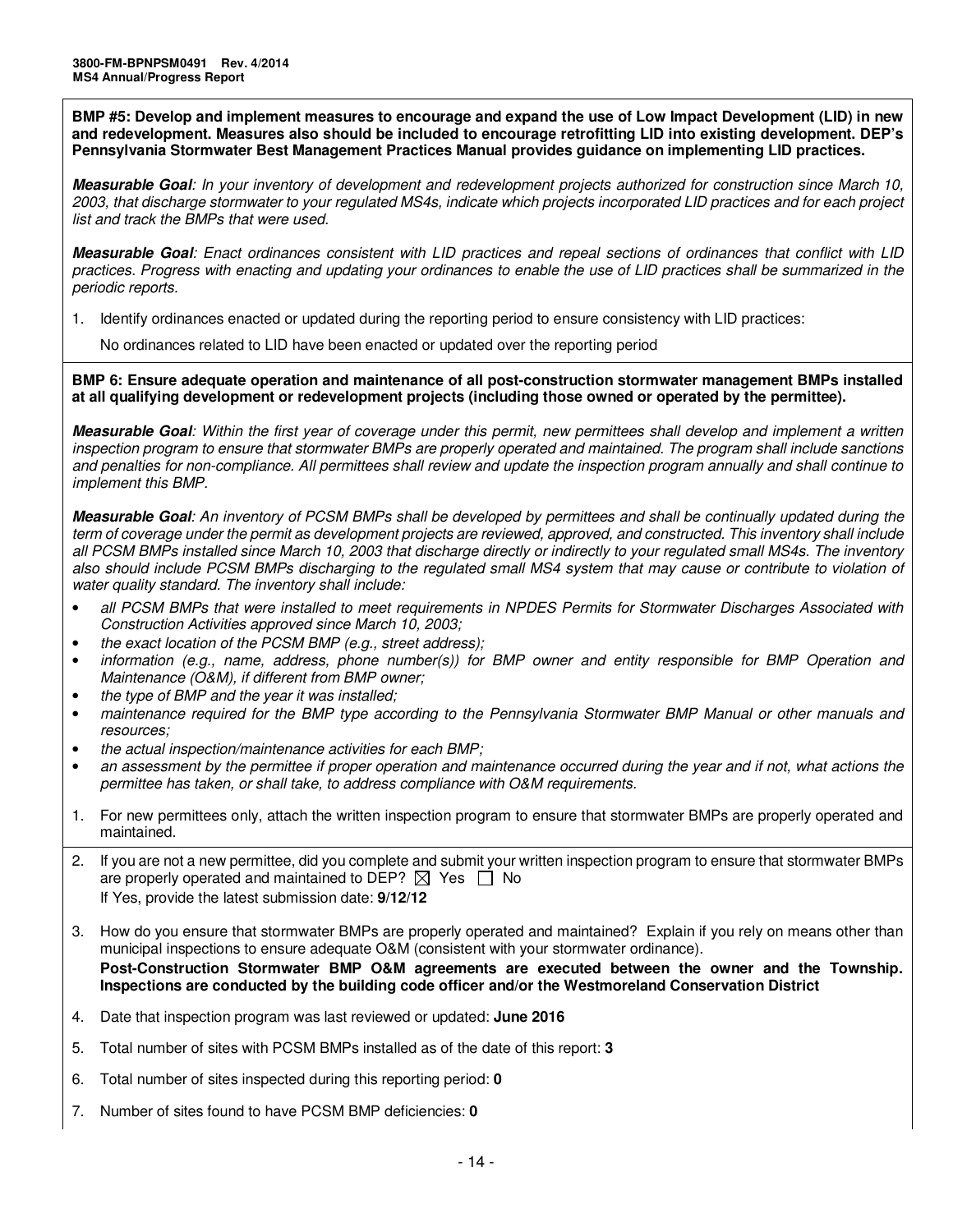**BMP #5: Develop and implement measures to encourage and expand the use of Low Impact Development (LID) in new and redevelopment. Measures also should be included to encourage retrofitting LID into existing development. DEP's Pennsylvania Stormwater Best Management Practices Manual provides guidance on implementing LID practices.**

***Measurable Goal****: In your inventory of development and redevelopment projects authorized for construction since March 10, 2003, that discharge stormwater to your regulated MS4s, indicate which projects incorporated LID practices and for each project list and track the BMPs that were used.*

***Measurable Goal****: Enact ordinances consistent with LID practices and repeal sections of ordinances that conflict with LID practices. Progress with enacting and updating your ordinances to enable the use of LID practices shall be summarized in the periodic reports.*

1. Identify ordinances enacted or updated during the reporting period to ensure consistency with LID practices:

   No ordinances related to LID have been enacted or updated over the reporting period

**BMP 6: Ensure adequate operation and maintenance of all post-construction stormwater management BMPs installed at all qualifying development or redevelopment projects (including those owned or operated by the permittee).**

***Measurable Goal****: Within the first year of coverage under this permit, new permittees shall develop and implement a written inspection program to ensure that stormwater BMPs are properly operated and maintained. The program shall include sanctions and penalties for non-compliance. All permittees shall review and update the inspection program annually and shall continue to implement this BMP.*

***Measurable Goal****: An inventory of PCSM BMPs shall be developed by permittees and shall be continually updated during the term of coverage under the permit as development projects are reviewed, approved, and constructed. This inventory shall include all PCSM BMPs installed since March 10, 2003 that discharge directly or indirectly to your regulated small MS4s. The inventory also should include PCSM BMPs discharging to the regulated small MS4 system that may cause or contribute to violation of water quality standard. The inventory shall include:*

- *all PCSM BMPs that were installed to meet requirements in NPDES Permits for Stormwater Discharges Associated with Construction Activities approved since March 10, 2003;*
- *the exact location of the PCSM BMP (e.g., street address);*
- *information (e.g., name, address, phone number(s)) for BMP owner and entity responsible for BMP Operation and Maintenance (O&M), if different from BMP owner;*
- *the type of BMP and the year it was installed;*
- *maintenance required for the BMP type according to the Pennsylvania Stormwater BMP Manual or other manuals and resources;*
- *the actual inspection/maintenance activities for each BMP;*
- *an assessment by the permittee if proper operation and maintenance occurred during the year and if not, what actions the permittee has taken, or shall take, to address compliance with O&M requirements.*

1. For new permittees only, attach the written inspection program to ensure that stormwater BMPs are properly operated and maintained.

2. If you are not a new permittee, did you complete and submit your written inspection program to ensure that stormwater BMPs are properly operated and maintained to DEP? ☒ Yes ☐ No

   If Yes, provide the latest submission date: **9/12/12**

3. How do you ensure that stormwater BMPs are properly operated and maintained? Explain if you rely on means other than municipal inspections to ensure adequate O&M (consistent with your stormwater ordinance).

   **Post-Construction Stormwater BMP O&M agreements are executed between the owner and the Township. Inspections are conducted by the building code officer and/or the Westmoreland Conservation District**

4. Date that inspection program was last reviewed or updated: **June 2016**

5. Total number of sites with PCSM BMPs installed as of the date of this report: **3**

6. Total number of sites inspected during this reporting period: **0**

7. Number of sites found to have PCSM BMP deficiencies: **0**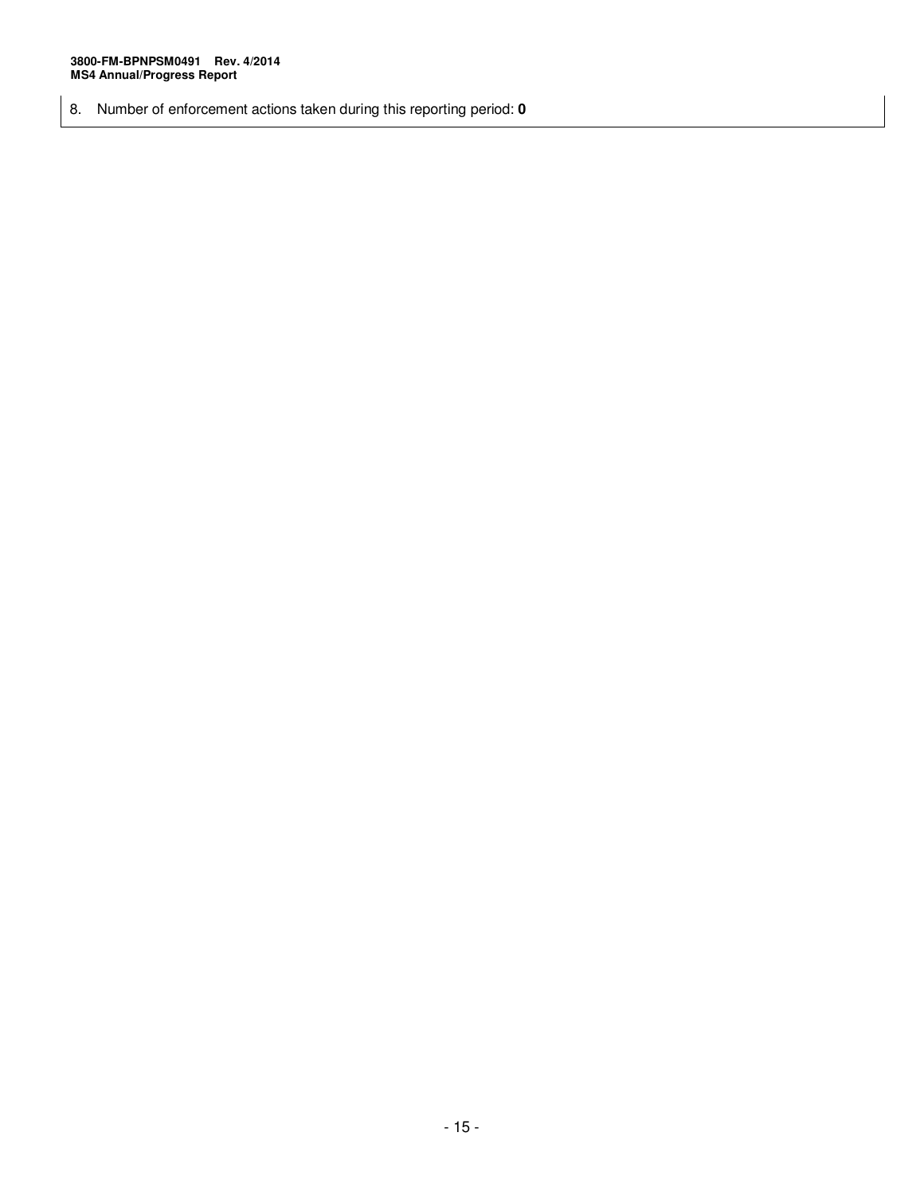8. Number of enforcement actions taken during this reporting period: **0**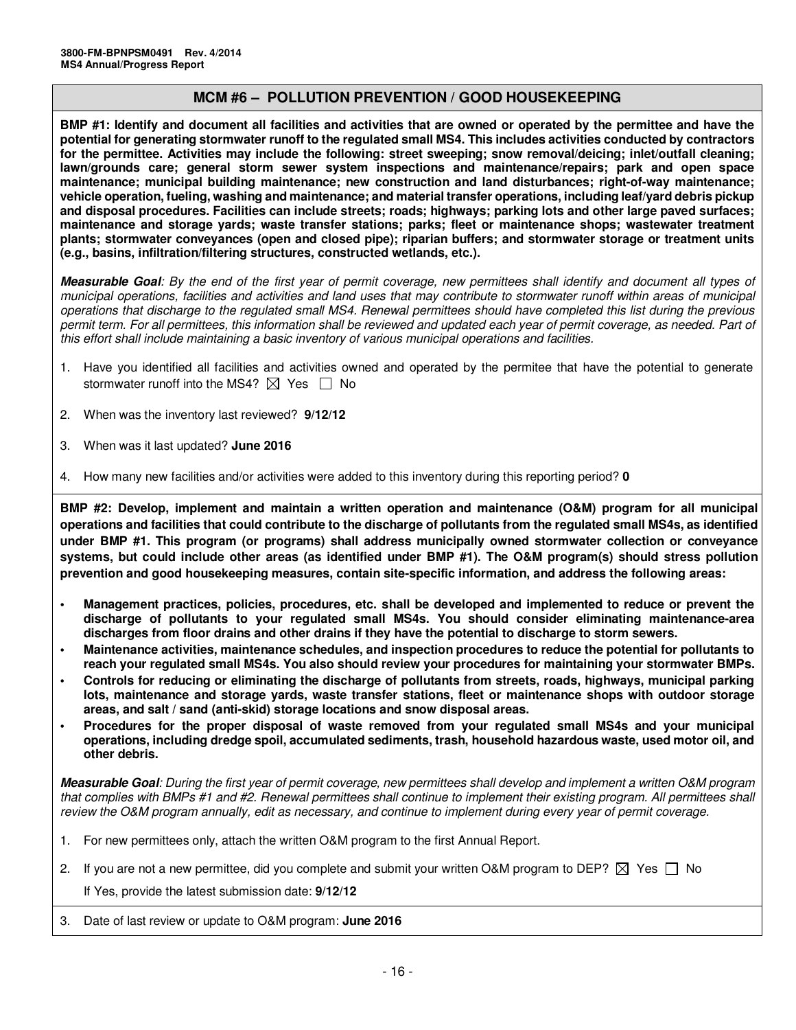## MCM #6 – POLLUTION PREVENTION / GOOD HOUSEKEEPING

**BMP #1: Identify and document all facilities and activities that are owned or operated by the permittee and have the potential for generating stormwater runoff to the regulated small MS4. This includes activities conducted by contractors for the permittee. Activities may include the following: street sweeping; snow removal/deicing; inlet/outfall cleaning; lawn/grounds care; general storm sewer system inspections and maintenance/repairs; park and open space maintenance; municipal building maintenance; new construction and land disturbances; right-of-way maintenance; vehicle operation, fueling, washing and maintenance; and material transfer operations, including leaf/yard debris pickup and disposal procedures. Facilities can include streets; roads; highways; parking lots and other large paved surfaces; maintenance and storage yards; waste transfer stations; parks; fleet or maintenance shops; wastewater treatment plants; stormwater conveyances (open and closed pipe); riparian buffers; and stormwater storage or treatment units (e.g., basins, infiltration/filtering structures, constructed wetlands, etc.).**

***Measurable Goal***: *By the end of the first year of permit coverage, new permittees shall identify and document all types of municipal operations, facilities and activities and land uses that may contribute to stormwater runoff within areas of municipal operations that discharge to the regulated small MS4. Renewal permittees should have completed this list during the previous permit term. For all permittees, this information shall be reviewed and updated each year of permit coverage, as needed. Part of this effort shall include maintaining a basic inventory of various municipal operations and facilities.*

1. Have you identified all facilities and activities owned and operated by the permitee that have the potential to generate stormwater runoff into the MS4? ☒ Yes ☐ No
2. When was the inventory last reviewed? **9/12/12**
3. When was it last updated? **June 2016**
4. How many new facilities and/or activities were added to this inventory during this reporting period? **0**

**BMP #2: Develop, implement and maintain a written operation and maintenance (O&M) program for all municipal operations and facilities that could contribute to the discharge of pollutants from the regulated small MS4s, as identified under BMP #1. This program (or programs) shall address municipally owned stormwater collection or conveyance systems, but could include other areas (as identified under BMP #1). The O&M program(s) should stress pollution prevention and good housekeeping measures, contain site-specific information, and address the following areas:**

- **Management practices, policies, procedures, etc. shall be developed and implemented to reduce or prevent the discharge of pollutants to your regulated small MS4s. You should consider eliminating maintenance-area discharges from floor drains and other drains if they have the potential to discharge to storm sewers.**
- **Maintenance activities, maintenance schedules, and inspection procedures to reduce the potential for pollutants to reach your regulated small MS4s. You also should review your procedures for maintaining your stormwater BMPs.**
- **Controls for reducing or eliminating the discharge of pollutants from streets, roads, highways, municipal parking lots, maintenance and storage yards, waste transfer stations, fleet or maintenance shops with outdoor storage areas, and salt / sand (anti-skid) storage locations and snow disposal areas.**
- **Procedures for the proper disposal of waste removed from your regulated small MS4s and your municipal operations, including dredge spoil, accumulated sediments, trash, household hazardous waste, used motor oil, and other debris.**

***Measurable Goal***: *During the first year of permit coverage, new permittees shall develop and implement a written O&M program that complies with BMPs #1 and #2. Renewal permittees shall continue to implement their existing program. All permittees shall review the O&M program annually, edit as necessary, and continue to implement during every year of permit coverage.*

1. For new permittees only, attach the written O&M program to the first Annual Report.
2. If you are not a new permittee, did you complete and submit your written O&M program to DEP? ☒ Yes ☐ No

   If Yes, provide the latest submission date: **9/12/12**
3. Date of last review or update to O&M program: **June 2016**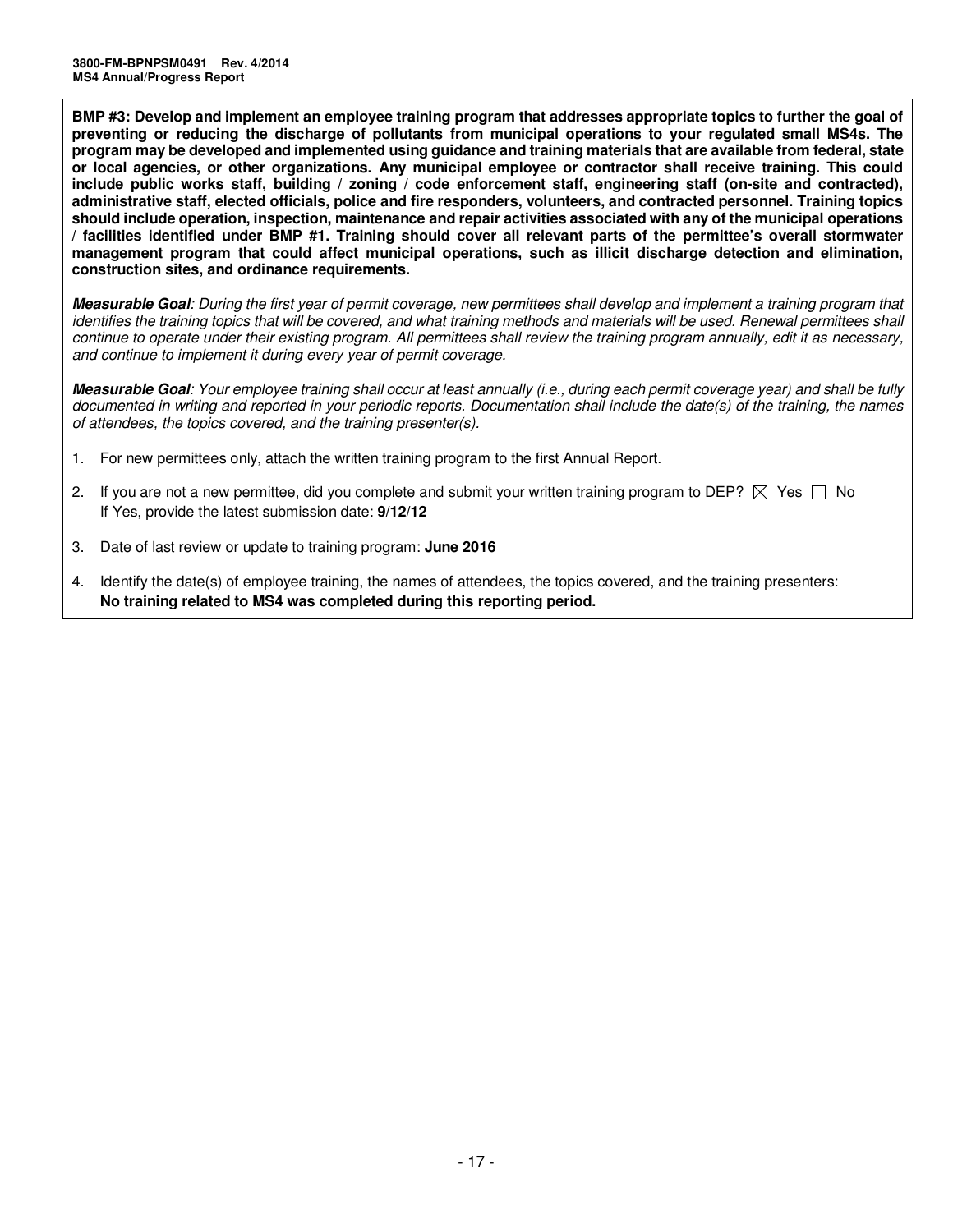**BMP #3: Develop and implement an employee training program that addresses appropriate topics to further the goal of preventing or reducing the discharge of pollutants from municipal operations to your regulated small MS4s. The program may be developed and implemented using guidance and training materials that are available from federal, state or local agencies, or other organizations. Any municipal employee or contractor shall receive training. This could include public works staff, building / zoning / code enforcement staff, engineering staff (on-site and contracted), administrative staff, elected officials, police and fire responders, volunteers, and contracted personnel. Training topics should include operation, inspection, maintenance and repair activities associated with any of the municipal operations / facilities identified under BMP #1. Training should cover all relevant parts of the permittee's overall stormwater management program that could affect municipal operations, such as illicit discharge detection and elimination, construction sites, and ordinance requirements.**

***Measurable Goal****: During the first year of permit coverage, new permittees shall develop and implement a training program that identifies the training topics that will be covered, and what training methods and materials will be used. Renewal permittees shall continue to operate under their existing program. All permittees shall review the training program annually, edit it as necessary, and continue to implement it during every year of permit coverage.*

***Measurable Goal****: Your employee training shall occur at least annually (i.e., during each permit coverage year) and shall be fully documented in writing and reported in your periodic reports. Documentation shall include the date(s) of the training, the names of attendees, the topics covered, and the training presenter(s).*

1. For new permittees only, attach the written training program to the first Annual Report.
2. If you are not a new permittee, did you complete and submit your written training program to DEP? ☒ Yes ☐ No
   If Yes, provide the latest submission date: **9/12/12**
3. Date of last review or update to training program: **June 2016**
4. Identify the date(s) of employee training, the names of attendees, the topics covered, and the training presenters:
   **No training related to MS4 was completed during this reporting period.**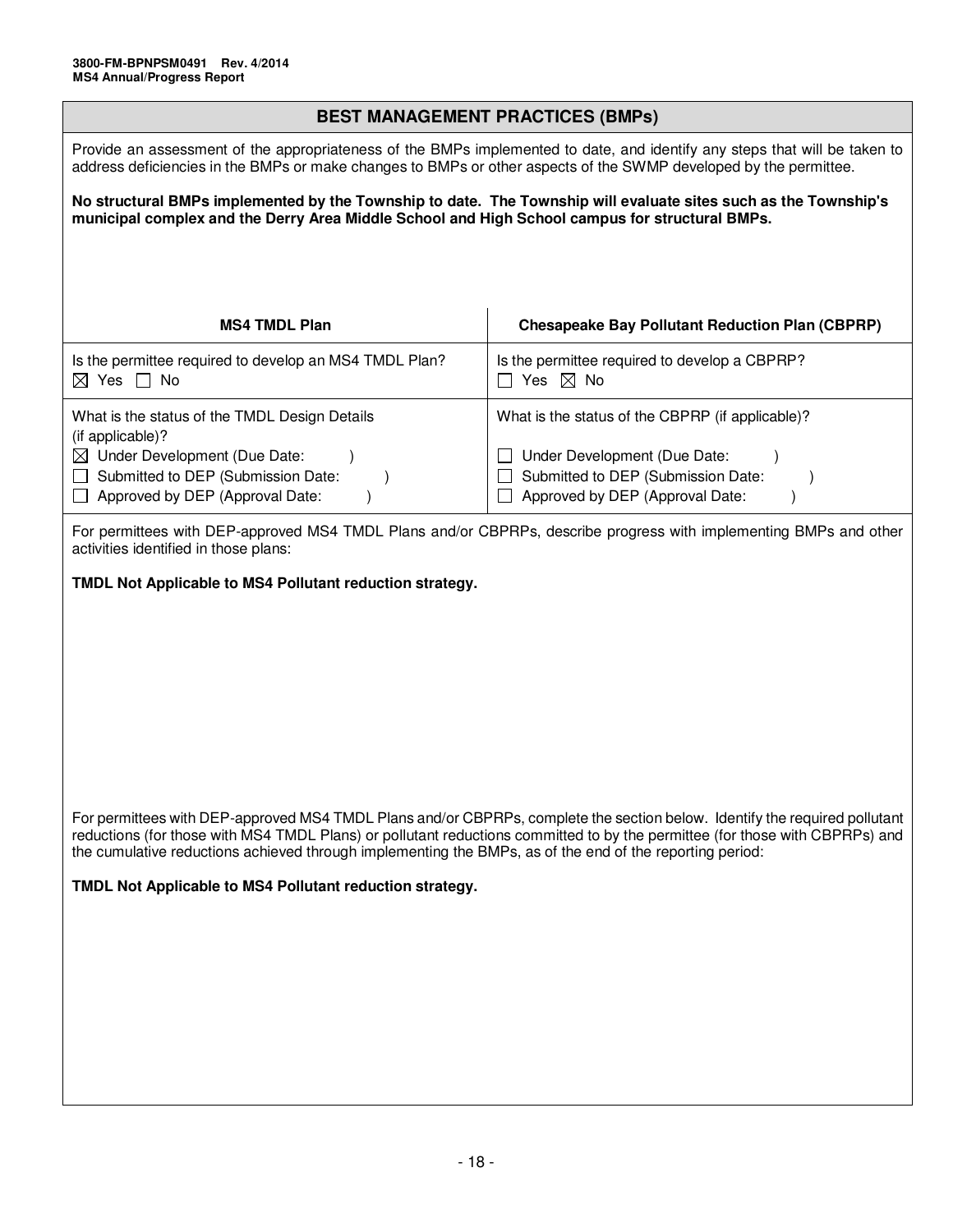## BEST MANAGEMENT PRACTICES (BMPs)

Provide an assessment of the appropriateness of the BMPs implemented to date, and identify any steps that will be taken to address deficiencies in the BMPs or make changes to BMPs or other aspects of the SWMP developed by the permittee.

**No structural BMPs implemented by the Township to date. The Township will evaluate sites such as the Township's municipal complex and the Derry Area Middle School and High School campus for structural BMPs.**

| MS4 TMDL Plan | Chesapeake Bay Pollutant Reduction Plan (CBPRP) |
|---|---|
| Is the permittee required to develop an MS4 TMDL Plan?<br>☒ Yes ☐ No | Is the permittee required to develop a CBPRP?<br>☐ Yes ☒ No |
| What is the status of the TMDL Design Details (if applicable)?<br>☒ Under Development (Due Date: )<br>☐ Submitted to DEP (Submission Date: )<br>☐ Approved by DEP (Approval Date: ) | What is the status of the CBPRP (if applicable)?<br>☐ Under Development (Due Date: )<br>☐ Submitted to DEP (Submission Date: )<br>☐ Approved by DEP (Approval Date: ) |

For permittees with DEP-approved MS4 TMDL Plans and/or CBPRPs, describe progress with implementing BMPs and other activities identified in those plans:

**TMDL Not Applicable to MS4 Pollutant reduction strategy.**

For permittees with DEP-approved MS4 TMDL Plans and/or CBPRPs, complete the section below. Identify the required pollutant reductions (for those with MS4 TMDL Plans) or pollutant reductions committed to by the permittee (for those with CBPRPs) and the cumulative reductions achieved through implementing the BMPs, as of the end of the reporting period:

**TMDL Not Applicable to MS4 Pollutant reduction strategy.**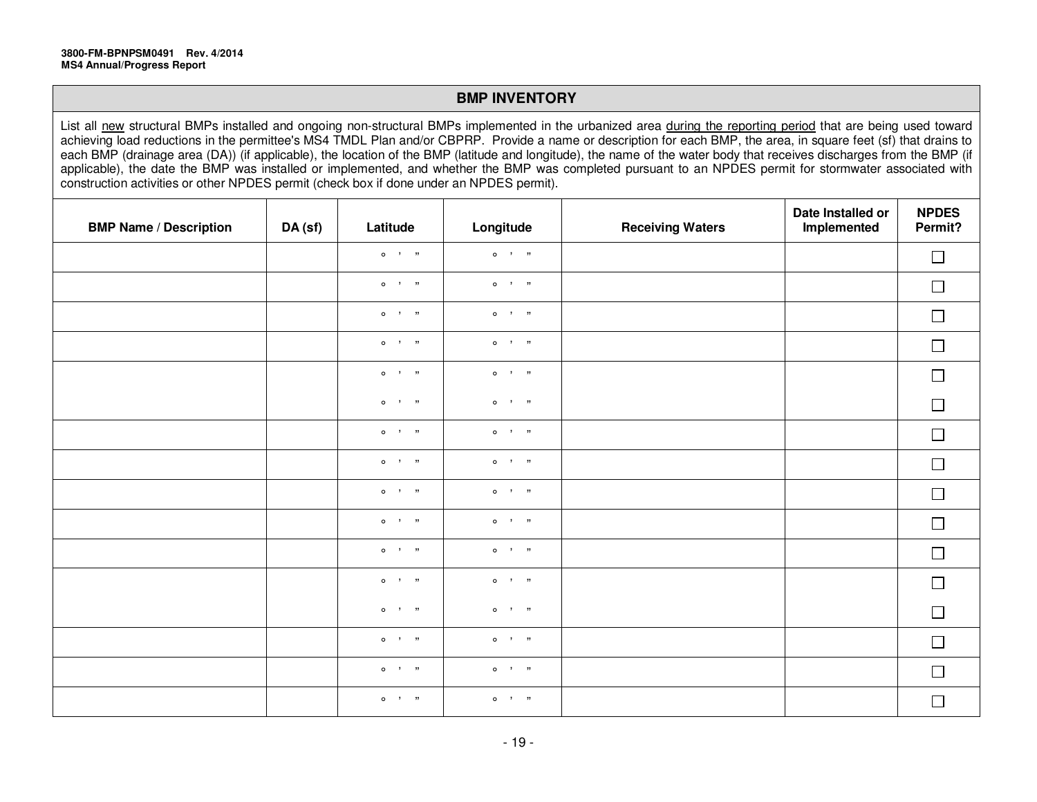3800-FM-BPNPSM0491 Rev. 4/2014
MS4 Annual/Progress Report

## BMP INVENTORY

List all new structural BMPs installed and ongoing non-structural BMPs implemented in the urbanized area during the reporting period that are being used toward achieving load reductions in the permittee's MS4 TMDL Plan and/or CBPRP. Provide a name or description for each BMP, the area, in square feet (sf) that drains to each BMP (drainage area (DA)) (if applicable), the location of the BMP (latitude and longitude), the name of the water body that receives discharges from the BMP (if applicable), the date the BMP was installed or implemented, and whether the BMP was completed pursuant to an NPDES permit for stormwater associated with construction activities or other NPDES permit (check box if done under an NPDES permit).

| BMP Name / Description | DA (sf) | Latitude | Longitude | Receiving Waters | Date Installed or Implemented | NPDES Permit? |
|---|---|---|---|---|---|---|
| | | ° ' " | ° ' " | | | ☐ |
| | | ° ' " | ° ' " | | | ☐ |
| | | ° ' " | ° ' " | | | ☐ |
| | | ° ' " | ° ' " | | | ☐ |
| | | ° ' " | ° ' " | | | ☐ |
| | | ° ' " | ° ' " | | | ☐ |
| | | ° ' " | ° ' " | | | ☐ |
| | | ° ' " | ° ' " | | | ☐ |
| | | ° ' " | ° ' " | | | ☐ |
| | | ° ' " | ° ' " | | | ☐ |
| | | ° ' " | ° ' " | | | ☐ |
| | | ° ' " | ° ' " | | | ☐ |
| | | ° ' " | ° ' " | | | ☐ |
| | | ° ' " | ° ' " | | | ☐ |
| | | ° ' " | ° ' " | | | ☐ |
| | | ° ' " | ° ' " | | | ☐ |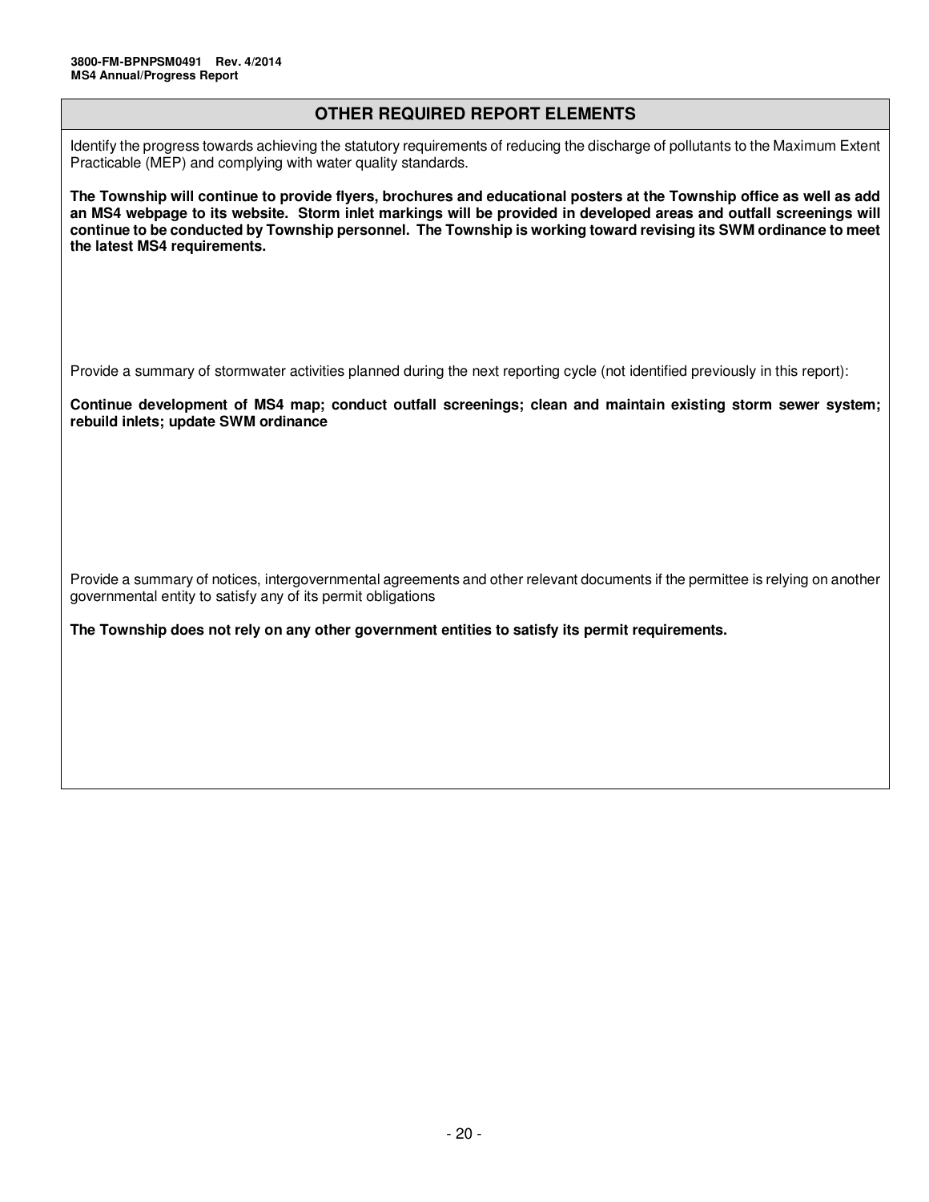## OTHER REQUIRED REPORT ELEMENTS

Identify the progress towards achieving the statutory requirements of reducing the discharge of pollutants to the Maximum Extent Practicable (MEP) and complying with water quality standards.

**The Township will continue to provide flyers, brochures and educational posters at the Township office as well as add an MS4 webpage to its website. Storm inlet markings will be provided in developed areas and outfall screenings will continue to be conducted by Township personnel. The Township is working toward revising its SWM ordinance to meet the latest MS4 requirements.**

Provide a summary of stormwater activities planned during the next reporting cycle (not identified previously in this report):

**Continue development of MS4 map; conduct outfall screenings; clean and maintain existing storm sewer system; rebuild inlets; update SWM ordinance**

Provide a summary of notices, intergovernmental agreements and other relevant documents if the permittee is relying on another governmental entity to satisfy any of its permit obligations

**The Township does not rely on any other government entities to satisfy its permit requirements.**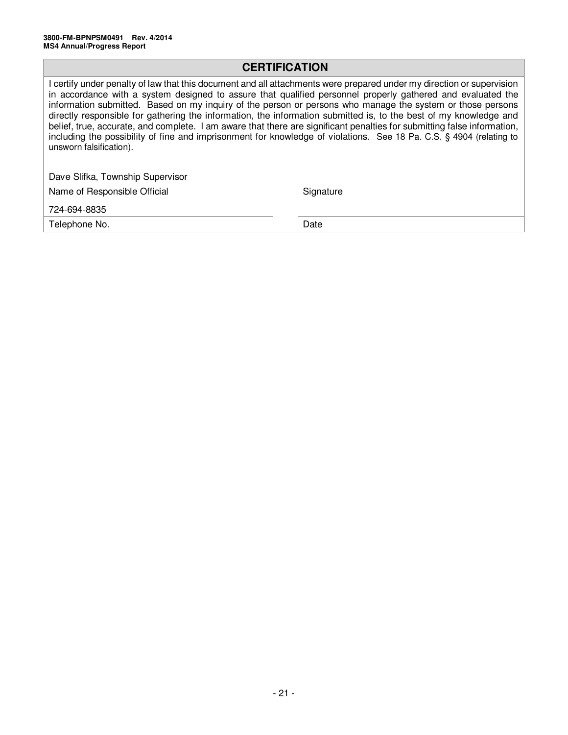## CERTIFICATION

I certify under penalty of law that this document and all attachments were prepared under my direction or supervision in accordance with a system designed to assure that qualified personnel properly gathered and evaluated the information submitted. Based on my inquiry of the person or persons who manage the system or those persons directly responsible for gathering the information, the information submitted is, to the best of my knowledge and belief, true, accurate, and complete. I am aware that there are significant penalties for submitting false information, including the possibility of fine and imprisonment for knowledge of violations. See 18 Pa. C.S. § 4904 (relating to unsworn falsification).

| | |
|---|---|
| Dave Slifka, Township Supervisor | |
| Name of Responsible Official | Signature |
| 724-694-8835 | |
| Telephone No. | Date |